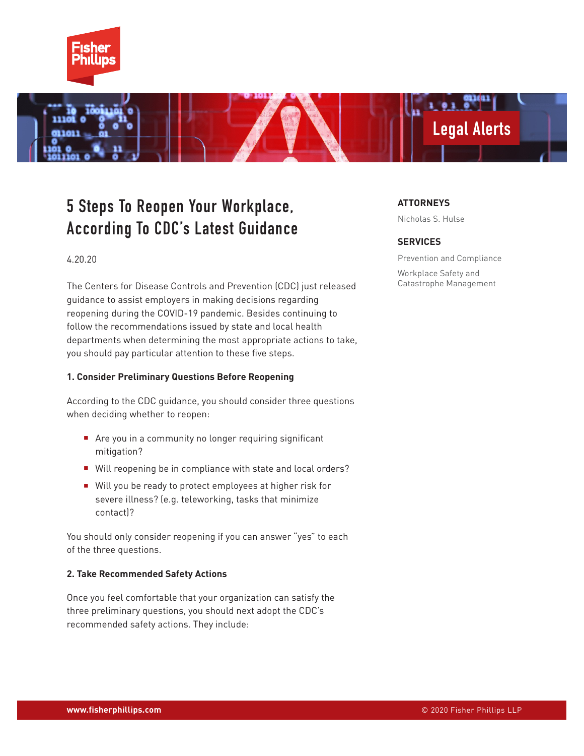# 5 Steps To Reopen Your Workplace, According To CDC's Latest Guidance

4.20.20

**ATTORNEYS**

Nicholas S. Hulse

**SERVICES**

Prevention and Compliance

Workplace Safety and Catastrophe Management

The Centers for Disease Controls and Prevention (CDC) just released guidance to assist employers in making decisions regarding reopening during the COVID-19 pandemic. Besides continuing to follow the recommendations issued by state and local health departments when determining the most appropriate actions to take, you should pay particular attention to these five steps.

**1. Consider Preliminary Questions Before Reopening**

According to the CDC guidance, you should consider three questions when deciding whether to reopen:

- Are you in a community no longer requiring significant mitigation?
- Will reopening be in compliance with state and local orders?
- Will you be ready to protect employees at higher risk for severe illness? (e.g. teleworking, tasks that minimize contact)?

You should only consider reopening if you can answer "yes" to each of the three questions.

**2. Take Recommended Safety Actions**

Once you feel comfortable that your organization can satisfy the three preliminary questions, you should next adopt the CDC's recommended safety actions. They include: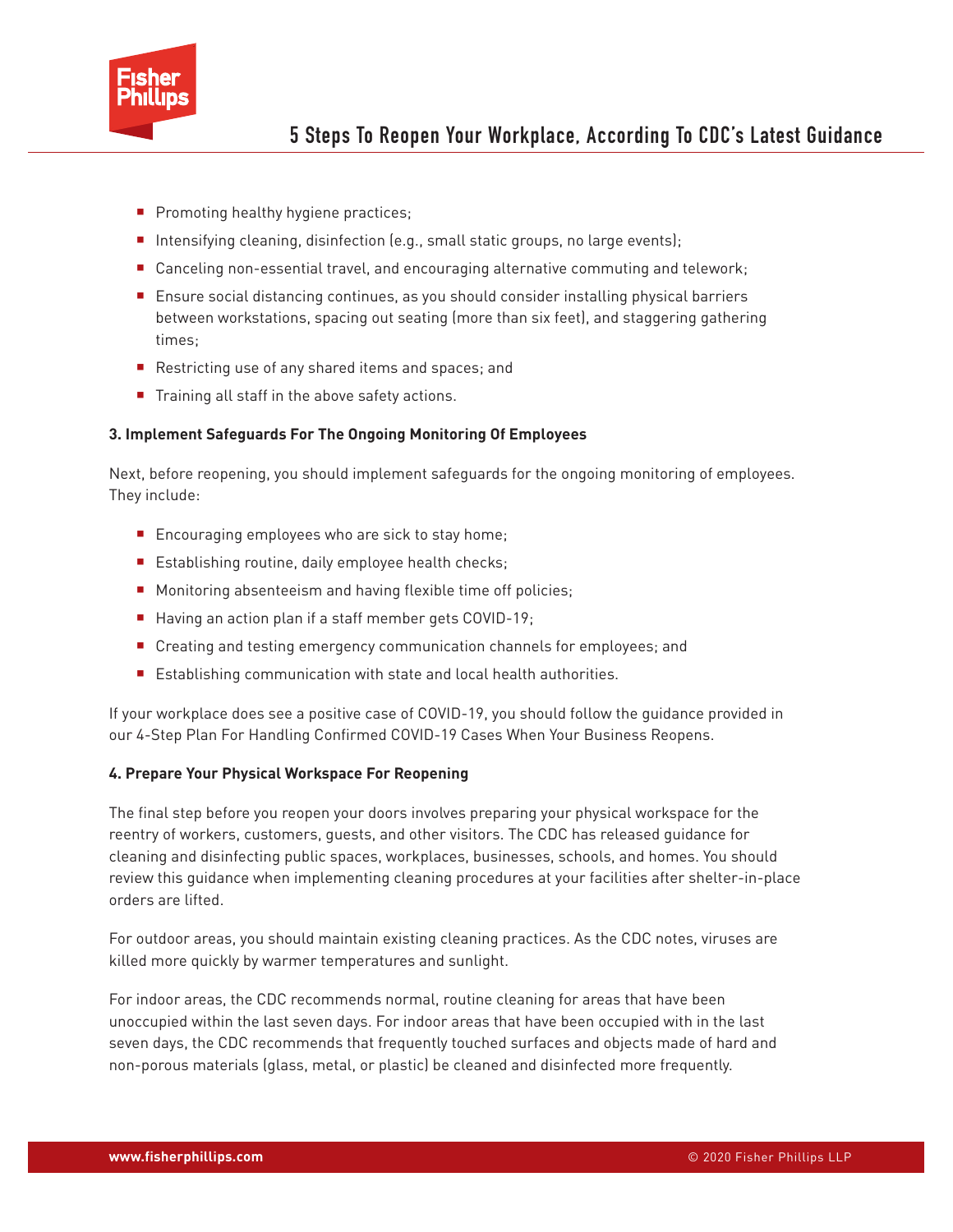- Promoting healthy hygiene practices;
- Intensifying cleaning, disinfection (e.g., small static groups, no large events);
- Canceling non-essential travel, and encouraging alternative commuting and telework;
- Ensure social distancing continues, as you should consider installing physical barriers between workstations, spacing out seating (more than six feet), and staggering gathering times;
- Restricting use of any shared items and spaces; and
- Training all staff in the above safety actions.

**3. Implement Safeguards For The Ongoing Monitoring Of Employees**

Next, before reopening, you should implement safeguards for the ongoing monitoring of employees. They include:

- Encouraging employees who are sick to stay home;
- Establishing routine, daily employee health checks;
- Monitoring absenteeism and having flexible time off policies;
- Having an action plan if a staff member gets COVID-19;
- Creating and testing emergency communication channels for employees; and
- Establishing communication with state and local health authorities.

If your workplace does see a positive case of COVID-19, you should follow the guidance provided in our 4-Step Plan For Handling Confirmed COVID-19 Cases When Your Business Reopens.

**4. Prepare Your Physical Workspace For Reopening**

The final step before you reopen your doors involves preparing your physical workspace for the reentry of workers, customers, guests, and other visitors. The CDC has released guidance for cleaning and disinfecting public spaces, workplaces, businesses, schools, and homes. You should review this guidance when implementing cleaning procedures at your facilities after shelter-in-place orders are lifted.

For outdoor areas, you should maintain existing cleaning practices. As the CDC notes, viruses are killed more quickly by warmer temperatures and sunlight.

For indoor areas, the CDC recommends normal, routine cleaning for areas that have been unoccupied within the last seven days. For indoor areas that have been occupied with in the last seven days, the CDC recommends that frequently touched surfaces and objects made of hard and non-porous materials (glass, metal, or plastic) be cleaned and disinfected more frequently.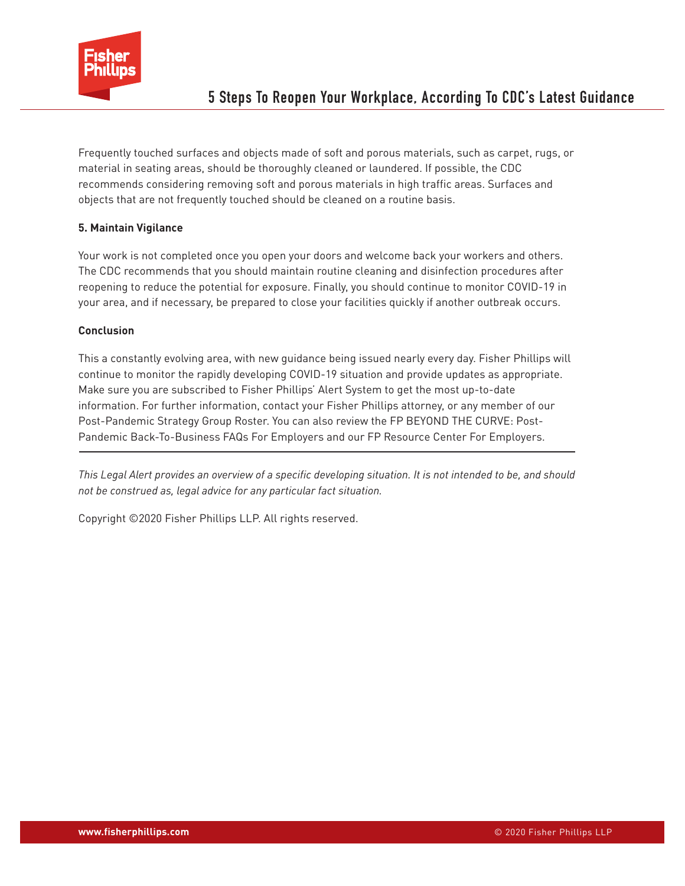Frequently touched surfaces and objects made of soft and porous materials, such as carpet, rugs, or material in seating areas, should be thoroughly cleaned or laundered. If possible, the CDC recommends considering removing soft and porous materials in high traffic areas. Surfaces and objects that are not frequently touched should be cleaned on a routine basis.

**5. Maintain Vigilance**

Your work is not completed once you open your doors and welcome back your workers and others. The CDC recommends that you should maintain routine cleaning and disinfection procedures after reopening to reduce the potential for exposure. Finally, you should continue to monitor COVID-19 in your area, and if necessary, be prepared to close your facilities quickly if another outbreak occurs.

**Conclusion**

This a constantly evolving area, with new guidance being issued nearly every day. Fisher Phillips will continue to monitor the rapidly developing COVID-19 situation and provide updates as appropriate. Make sure you are subscribed to Fisher Phillips' Alert System to get the most up-to-date information. For further information, contact your Fisher Phillips attorney, or any member of our Post-Pandemic Strategy Group Roster. You can also review the FP BEYOND THE CURVE: Post-Pandemic Back-To-Business FAQs For Employers and our FP Resource Center For Employers.

---

*This Legal Alert provides an overview of a specific developing situation. It is not intended to be, and should not be construed as, legal advice for any particular fact situation.*

Copyright ©2020 Fisher Phillips LLP. All rights reserved.